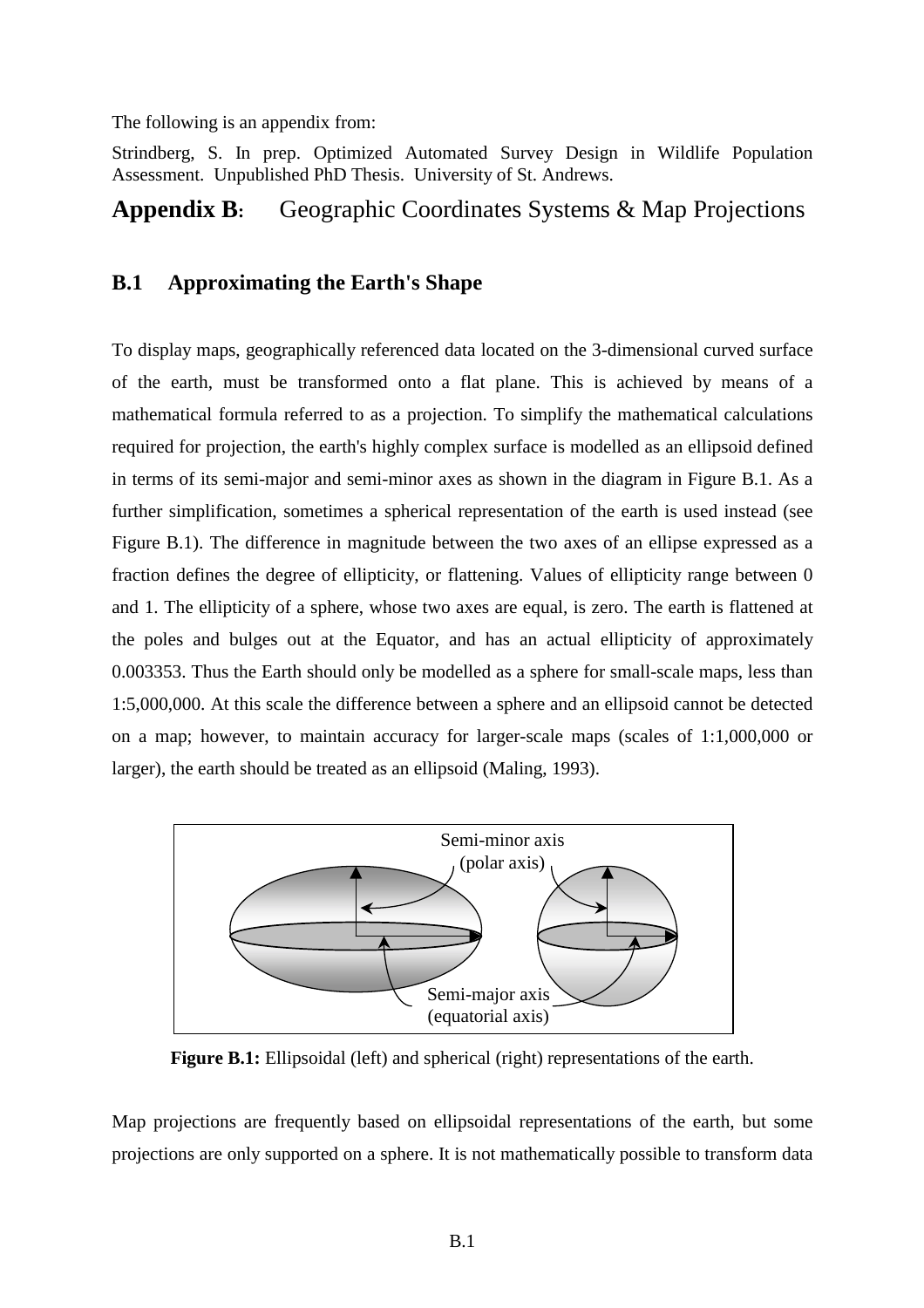The following is an appendix from:

Strindberg, S. In prep. Optimized Automated Survey Design in Wildlife Population Assessment. Unpublished PhD Thesis. University of St. Andrews.

# **Appendix B:** Geographic Coordinates Systems & Map Projections

## B.1 Approximating the Earth's Shape

To display maps, geographically referenced data located on the 3-dimensional curved surface of the earth, must be transformed onto a flat plane. This is achieved by means of a mathematical formula referred to as a projection. To simplify the mathematical calculations required for projection, the earth's highly complex surface is modelled as an ellipsoid defined in terms of its semi-major and semi-minor axes as shown in the diagram in Figure B.1. As a further simplification, sometimes a spherical representation of the earth is used instead (see Figure B.1). The difference in magnitude between the two axes of an ellipse expressed as a fraction defines the degree of ellipticity, or flattening. Values of ellipticity range between 0 and 1. The ellipticity of a sphere, whose two axes are equal, is zero. The earth is flattened at the poles and bulges out at the Equator, and has an actual ellipticity of approximately 0.003353. Thus the Earth should only be modelled as a sphere for small-scale maps, less than 1:5,000,000. At this scale the difference between a sphere and an ellipsoid cannot be detected on a map; however, to maintain accuracy for larger-scale maps (scales of 1:1,000,000 or larger), the earth should be treated as an ellipsoid (Maling, 1993).

Semi-minor axis (polar axis)

Semi-major axis (equatorial axis)

**Figure B.1:** Ellipsoidal (left) and spherical (right) representations of the earth.

Map projections are frequently based on ellipsoidal representations of the earth, but some projections are only supported on a sphere. It is not mathematically possible to transform data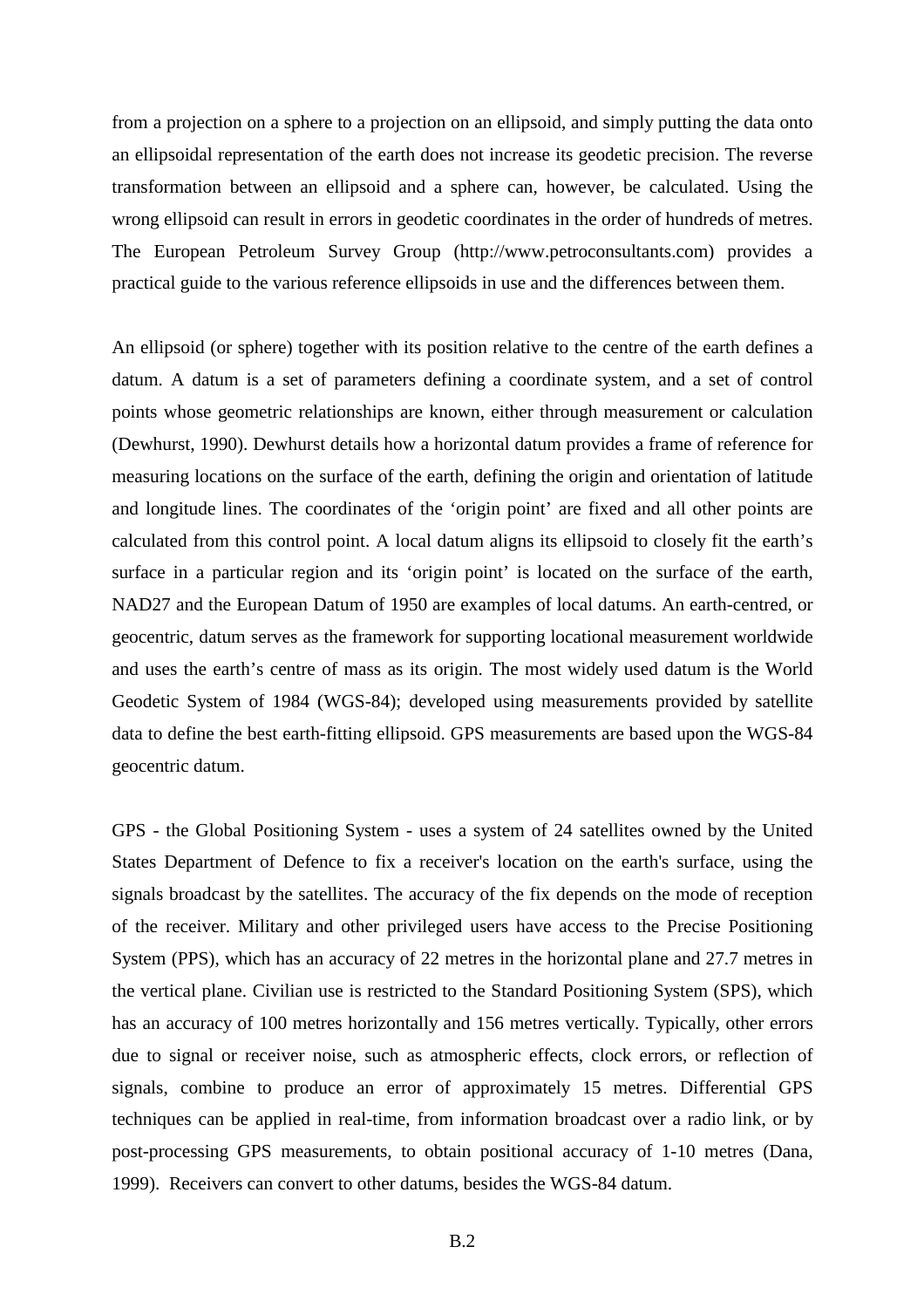from a projection on a sphere to a projection on an ellipsoid, and simply putting the data onto an ellipsoidal representation of the earth does not increase its geodetic precision. The reverse transformation between an ellipsoid and a sphere can, however, be calculated. Using the wrong ellipsoid can result in errors in geodetic coordinates in the order of hundreds of metres. The European Petroleum Survey Group (http://www.petroconsultants.com) provides a practical guide to the various reference ellipsoids in use and the differences between them.

An ellipsoid (or sphere) together with its position relative to the centre of the earth defines a datum. A datum is a set of parameters defining a coordinate system, and a set of control points whose geometric relationships are known, either through measurement or calculation (Dewhurst, 1990). Dewhurst details how a horizontal datum provides a frame of reference for measuring locations on the surface of the earth, defining the origin and orientation of latitude and longitude lines. The coordinates of the 'origin point' are fixed and all other points are calculated from this control point. A local datum aligns its ellipsoid to closely fit the earth's surface in a particular region and its 'origin point' is located on the surface of the earth, NAD27 and the European Datum of 1950 are examples of local datums. An earth-centred, or geocentric, datum serves as the framework for supporting locational measurement worldwide and uses the earth's centre of mass as its origin. The most widely used datum is the World Geodetic System of 1984 (WGS-84); developed using measurements provided by satellite data to define the best earth-fitting ellipsoid. GPS measurements are based upon the WGS-84 geocentric datum.

GPS - the Global Positioning System - uses a system of 24 satellites owned by the United States Department of Defence to fix a receiver's location on the earth's surface, using the signals broadcast by the satellites. The accuracy of the fix depends on the mode of reception of the receiver. Military and other privileged users have access to the Precise Positioning System (PPS), which has an accuracy of 22 metres in the horizontal plane and 27.7 metres in the vertical plane. Civilian use is restricted to the Standard Positioning System (SPS), which has an accuracy of 100 metres horizontally and 156 metres vertically. Typically, other errors due to signal or receiver noise, such as atmospheric effects, clock errors, or reflection of signals, combine to produce an error of approximately 15 metres. Differential GPS techniques can be applied in real-time, from information broadcast over a radio link, or by post-processing GPS measurements, to obtain positional accuracy of 1-10 metres (Dana, 1999). Receivers can convert to other datums, besides the WGS-84 datum.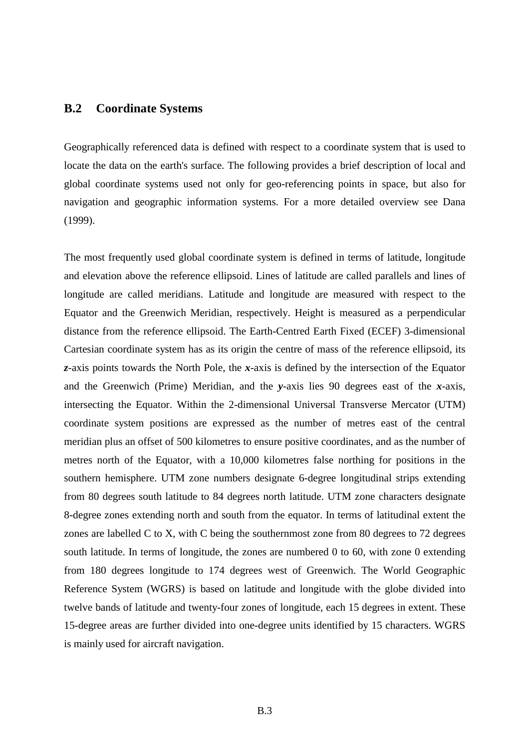## B.2 Coordinate Systems

Geographically referenced data is defined with respect to a coordinate system that is used to locate the data on the earth's surface. The following provides a brief description of local and global coordinate systems used not only for geo-referencing points in space, but also for navigation and geographic information systems. For a more detailed overview see Dana (1999).

The most frequently used global coordinate system is defined in terms of latitude, longitude and elevation above the reference ellipsoid. Lines of latitude are called parallels and lines of longitude are called meridians. Latitude and longitude are measured with respect to the Equator and the Greenwich Meridian, respectively. Height is measured as a perpendicular distance from the reference ellipsoid. The Earth-Centred Earth Fixed (ECEF) 3-dimensional Cartesian coordinate system has as its origin the centre of mass of the reference ellipsoid, its ***z***-axis points towards the North Pole, the ***x***-axis is defined by the intersection of the Equator and the Greenwich (Prime) Meridian, and the ***y***-axis lies 90 degrees east of the ***x***-axis, intersecting the Equator. Within the 2-dimensional Universal Transverse Mercator (UTM) coordinate system positions are expressed as the number of metres east of the central meridian plus an offset of 500 kilometres to ensure positive coordinates, and as the number of metres north of the Equator, with a 10,000 kilometres false northing for positions in the southern hemisphere. UTM zone numbers designate 6-degree longitudinal strips extending from 80 degrees south latitude to 84 degrees north latitude. UTM zone characters designate 8-degree zones extending north and south from the equator. In terms of latitudinal extent the zones are labelled C to X, with C being the southernmost zone from 80 degrees to 72 degrees south latitude. In terms of longitude, the zones are numbered 0 to 60, with zone 0 extending from 180 degrees longitude to 174 degrees west of Greenwich. The World Geographic Reference System (WGRS) is based on latitude and longitude with the globe divided into twelve bands of latitude and twenty-four zones of longitude, each 15 degrees in extent. These 15-degree areas are further divided into one-degree units identified by 15 characters. WGRS is mainly used for aircraft navigation.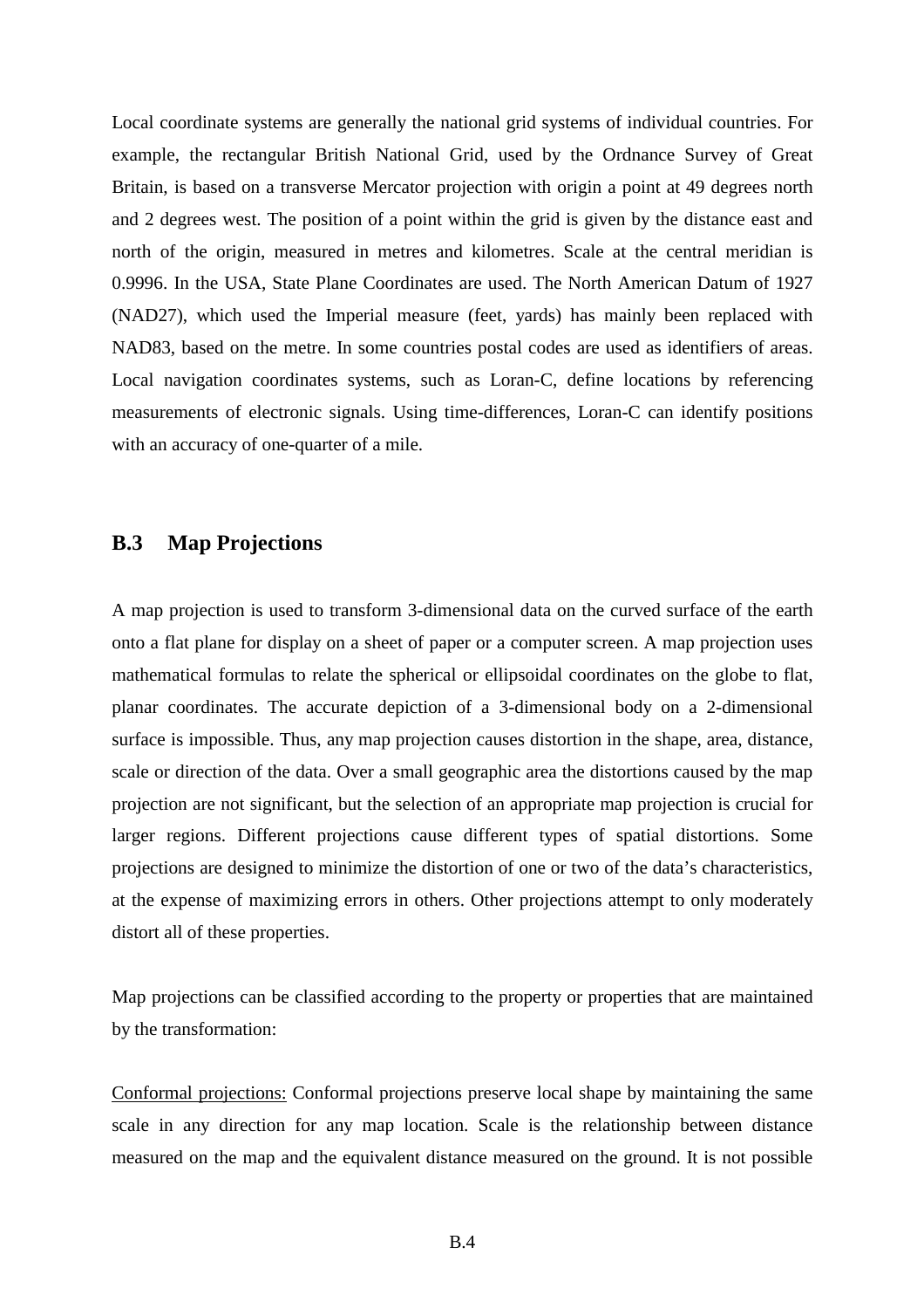Local coordinate systems are generally the national grid systems of individual countries. For example, the rectangular British National Grid, used by the Ordnance Survey of Great Britain, is based on a transverse Mercator projection with origin a point at 49 degrees north and 2 degrees west. The position of a point within the grid is given by the distance east and north of the origin, measured in metres and kilometres. Scale at the central meridian is 0.9996. In the USA, State Plane Coordinates are used. The North American Datum of 1927 (NAD27), which used the Imperial measure (feet, yards) has mainly been replaced with NAD83, based on the metre. In some countries postal codes are used as identifiers of areas. Local navigation coordinates systems, such as Loran-C, define locations by referencing measurements of electronic signals. Using time-differences, Loran-C can identify positions with an accuracy of one-quarter of a mile.

## B.3 Map Projections

A map projection is used to transform 3-dimensional data on the curved surface of the earth onto a flat plane for display on a sheet of paper or a computer screen. A map projection uses mathematical formulas to relate the spherical or ellipsoidal coordinates on the globe to flat, planar coordinates. The accurate depiction of a 3-dimensional body on a 2-dimensional surface is impossible. Thus, any map projection causes distortion in the shape, area, distance, scale or direction of the data. Over a small geographic area the distortions caused by the map projection are not significant, but the selection of an appropriate map projection is crucial for larger regions. Different projections cause different types of spatial distortions. Some projections are designed to minimize the distortion of one or two of the data's characteristics, at the expense of maximizing errors in others. Other projections attempt to only moderately distort all of these properties.

Map projections can be classified according to the property or properties that are maintained by the transformation:

<u>Conformal projections:</u> Conformal projections preserve local shape by maintaining the same scale in any direction for any map location. Scale is the relationship between distance measured on the map and the equivalent distance measured on the ground. It is not possible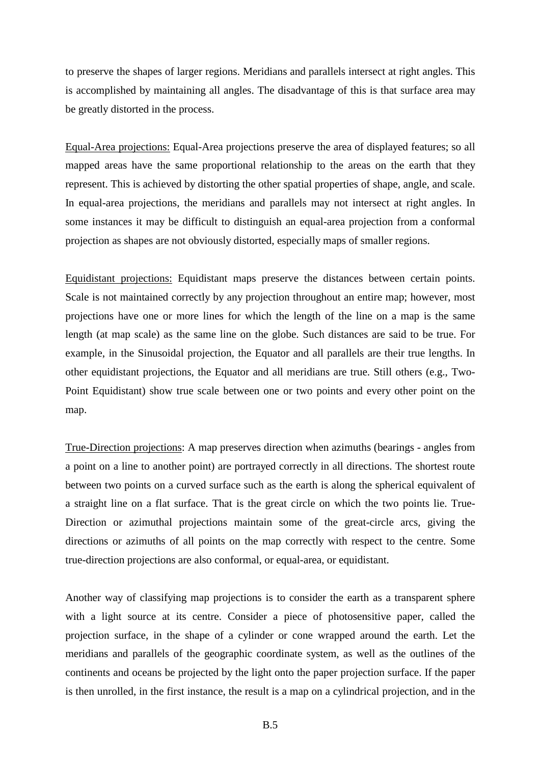to preserve the shapes of larger regions. Meridians and parallels intersect at right angles. This is accomplished by maintaining all angles. The disadvantage of this is that surface area may be greatly distorted in the process.

<u>Equal-Area projections:</u> Equal-Area projections preserve the area of displayed features; so all mapped areas have the same proportional relationship to the areas on the earth that they represent. This is achieved by distorting the other spatial properties of shape, angle, and scale. In equal-area projections, the meridians and parallels may not intersect at right angles. In some instances it may be difficult to distinguish an equal-area projection from a conformal projection as shapes are not obviously distorted, especially maps of smaller regions.

<u>Equidistant projections:</u> Equidistant maps preserve the distances between certain points. Scale is not maintained correctly by any projection throughout an entire map; however, most projections have one or more lines for which the length of the line on a map is the same length (at map scale) as the same line on the globe. Such distances are said to be true. For example, in the Sinusoidal projection, the Equator and all parallels are their true lengths. In other equidistant projections, the Equator and all meridians are true. Still others (e.g., Two-Point Equidistant) show true scale between one or two points and every other point on the map.

<u>True-Direction projections</u>: A map preserves direction when azimuths (bearings - angles from a point on a line to another point) are portrayed correctly in all directions. The shortest route between two points on a curved surface such as the earth is along the spherical equivalent of a straight line on a flat surface. That is the great circle on which the two points lie. True-Direction or azimuthal projections maintain some of the great-circle arcs, giving the directions or azimuths of all points on the map correctly with respect to the centre. Some true-direction projections are also conformal, or equal-area, or equidistant.

Another way of classifying map projections is to consider the earth as a transparent sphere with a light source at its centre. Consider a piece of photosensitive paper, called the projection surface, in the shape of a cylinder or cone wrapped around the earth. Let the meridians and parallels of the geographic coordinate system, as well as the outlines of the continents and oceans be projected by the light onto the paper projection surface. If the paper is then unrolled, in the first instance, the result is a map on a cylindrical projection, and in the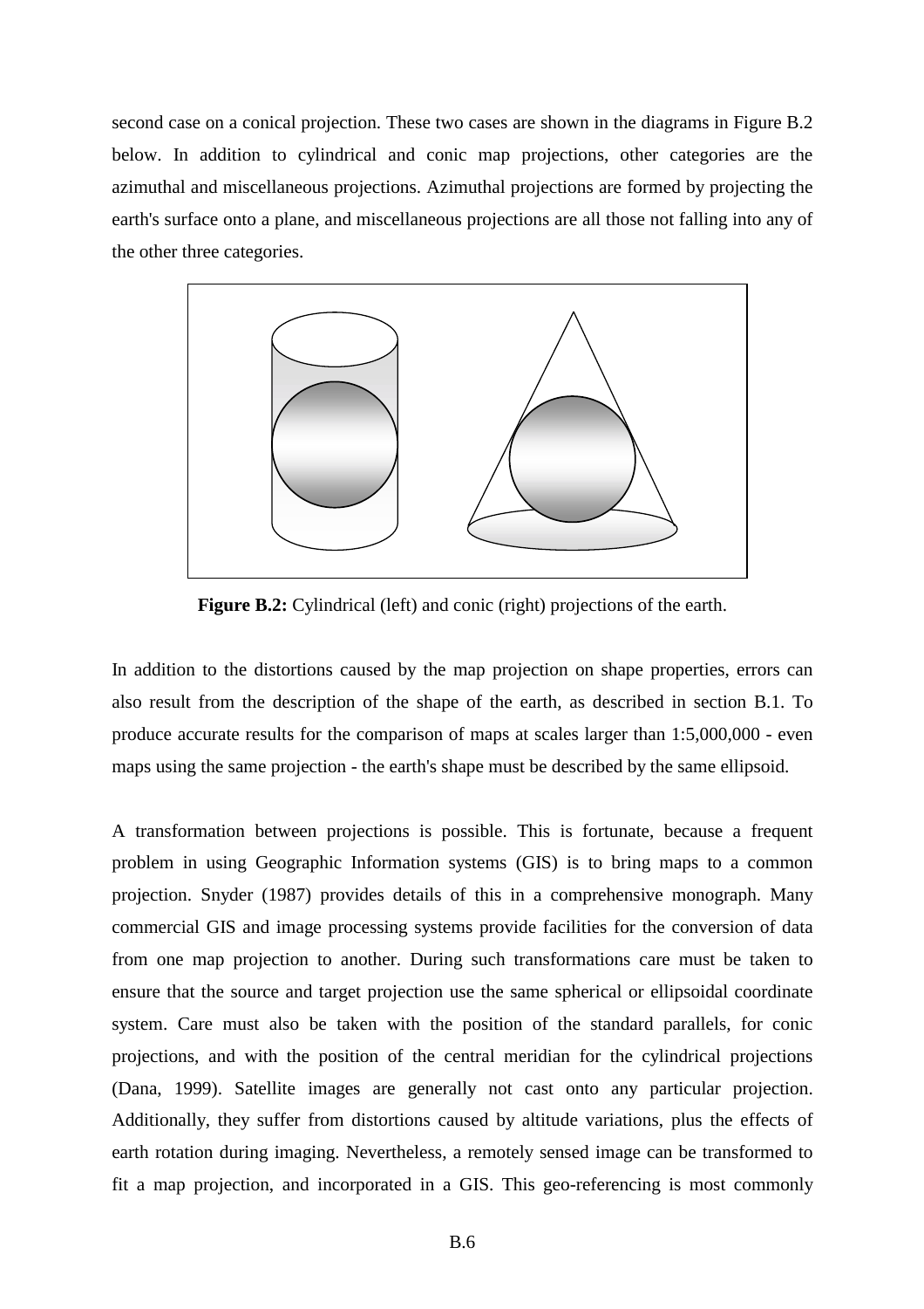second case on a conical projection. These two cases are shown in the diagrams in Figure B.2 below. In addition to cylindrical and conic map projections, other categories are the azimuthal and miscellaneous projections. Azimuthal projections are formed by projecting the earth's surface onto a plane, and miscellaneous projections are all those not falling into any of the other three categories.

**Figure B.2:** Cylindrical (left) and conic (right) projections of the earth.

In addition to the distortions caused by the map projection on shape properties, errors can also result from the description of the shape of the earth, as described in section B.1. To produce accurate results for the comparison of maps at scales larger than 1:5,000,000 - even maps using the same projection - the earth's shape must be described by the same ellipsoid.

A transformation between projections is possible. This is fortunate, because a frequent problem in using Geographic Information systems (GIS) is to bring maps to a common projection. Snyder (1987) provides details of this in a comprehensive monograph. Many commercial GIS and image processing systems provide facilities for the conversion of data from one map projection to another. During such transformations care must be taken to ensure that the source and target projection use the same spherical or ellipsoidal coordinate system. Care must also be taken with the position of the standard parallels, for conic projections, and with the position of the central meridian for the cylindrical projections (Dana, 1999). Satellite images are generally not cast onto any particular projection. Additionally, they suffer from distortions caused by altitude variations, plus the effects of earth rotation during imaging. Nevertheless, a remotely sensed image can be transformed to fit a map projection, and incorporated in a GIS. This geo-referencing is most commonly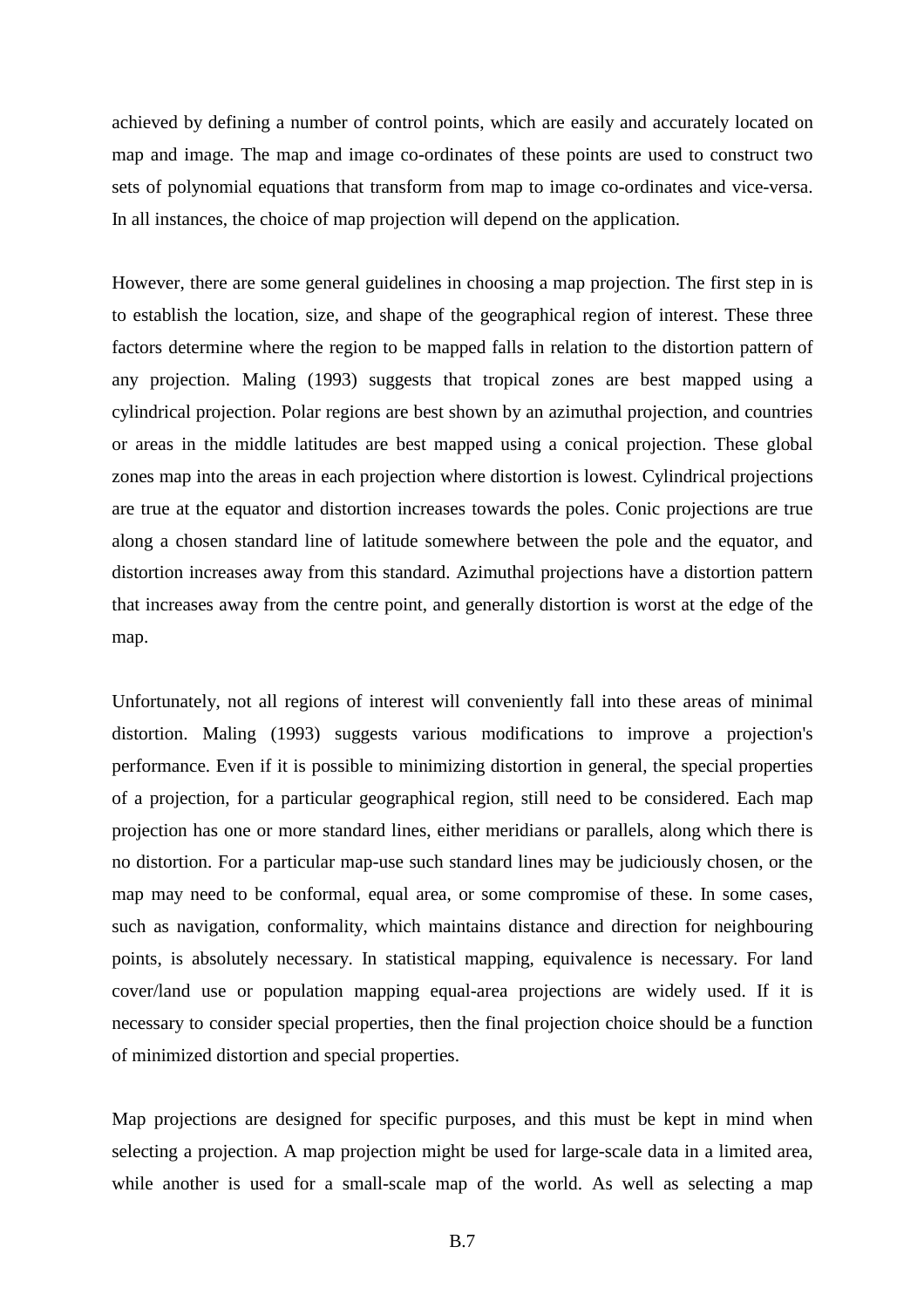achieved by defining a number of control points, which are easily and accurately located on map and image. The map and image co-ordinates of these points are used to construct two sets of polynomial equations that transform from map to image co-ordinates and vice-versa. In all instances, the choice of map projection will depend on the application.

However, there are some general guidelines in choosing a map projection. The first step in is to establish the location, size, and shape of the geographical region of interest. These three factors determine where the region to be mapped falls in relation to the distortion pattern of any projection. Maling (1993) suggests that tropical zones are best mapped using a cylindrical projection. Polar regions are best shown by an azimuthal projection, and countries or areas in the middle latitudes are best mapped using a conical projection. These global zones map into the areas in each projection where distortion is lowest. Cylindrical projections are true at the equator and distortion increases towards the poles. Conic projections are true along a chosen standard line of latitude somewhere between the pole and the equator, and distortion increases away from this standard. Azimuthal projections have a distortion pattern that increases away from the centre point, and generally distortion is worst at the edge of the map.

Unfortunately, not all regions of interest will conveniently fall into these areas of minimal distortion. Maling (1993) suggests various modifications to improve a projection's performance. Even if it is possible to minimizing distortion in general, the special properties of a projection, for a particular geographical region, still need to be considered. Each map projection has one or more standard lines, either meridians or parallels, along which there is no distortion. For a particular map-use such standard lines may be judiciously chosen, or the map may need to be conformal, equal area, or some compromise of these. In some cases, such as navigation, conformality, which maintains distance and direction for neighbouring points, is absolutely necessary. In statistical mapping, equivalence is necessary. For land cover/land use or population mapping equal-area projections are widely used. If it is necessary to consider special properties, then the final projection choice should be a function of minimized distortion and special properties.

Map projections are designed for specific purposes, and this must be kept in mind when selecting a projection. A map projection might be used for large-scale data in a limited area, while another is used for a small-scale map of the world. As well as selecting a map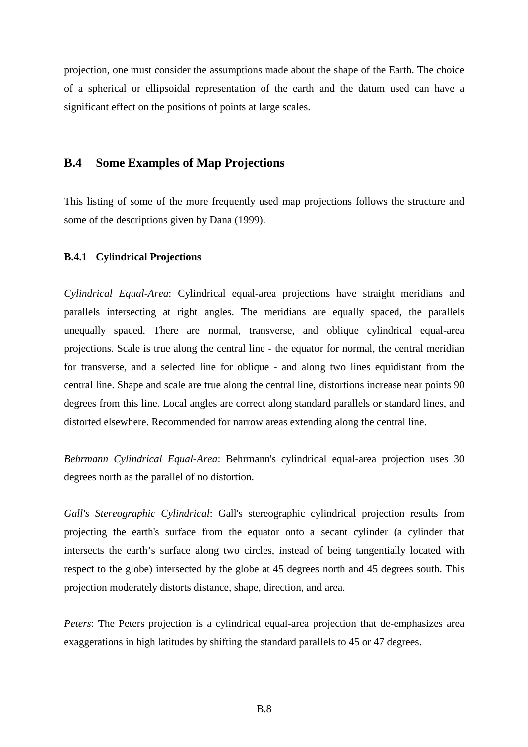projection, one must consider the assumptions made about the shape of the Earth. The choice of a spherical or ellipsoidal representation of the earth and the datum used can have a significant effect on the positions of points at large scales.

## B.4 Some Examples of Map Projections

This listing of some of the more frequently used map projections follows the structure and some of the descriptions given by Dana (1999).

### B.4.1 Cylindrical Projections

*Cylindrical Equal-Area*: Cylindrical equal-area projections have straight meridians and parallels intersecting at right angles. The meridians are equally spaced, the parallels unequally spaced. There are normal, transverse, and oblique cylindrical equal-area projections. Scale is true along the central line - the equator for normal, the central meridian for transverse, and a selected line for oblique - and along two lines equidistant from the central line. Shape and scale are true along the central line, distortions increase near points 90 degrees from this line. Local angles are correct along standard parallels or standard lines, and distorted elsewhere. Recommended for narrow areas extending along the central line.

*Behrmann Cylindrical Equal-Area*: Behrmann's cylindrical equal-area projection uses 30 degrees north as the parallel of no distortion.

*Gall's Stereographic Cylindrical*: Gall's stereographic cylindrical projection results from projecting the earth's surface from the equator onto a secant cylinder (a cylinder that intersects the earth's surface along two circles, instead of being tangentially located with respect to the globe) intersected by the globe at 45 degrees north and 45 degrees south. This projection moderately distorts distance, shape, direction, and area.

*Peters*: The Peters projection is a cylindrical equal-area projection that de-emphasizes area exaggerations in high latitudes by shifting the standard parallels to 45 or 47 degrees.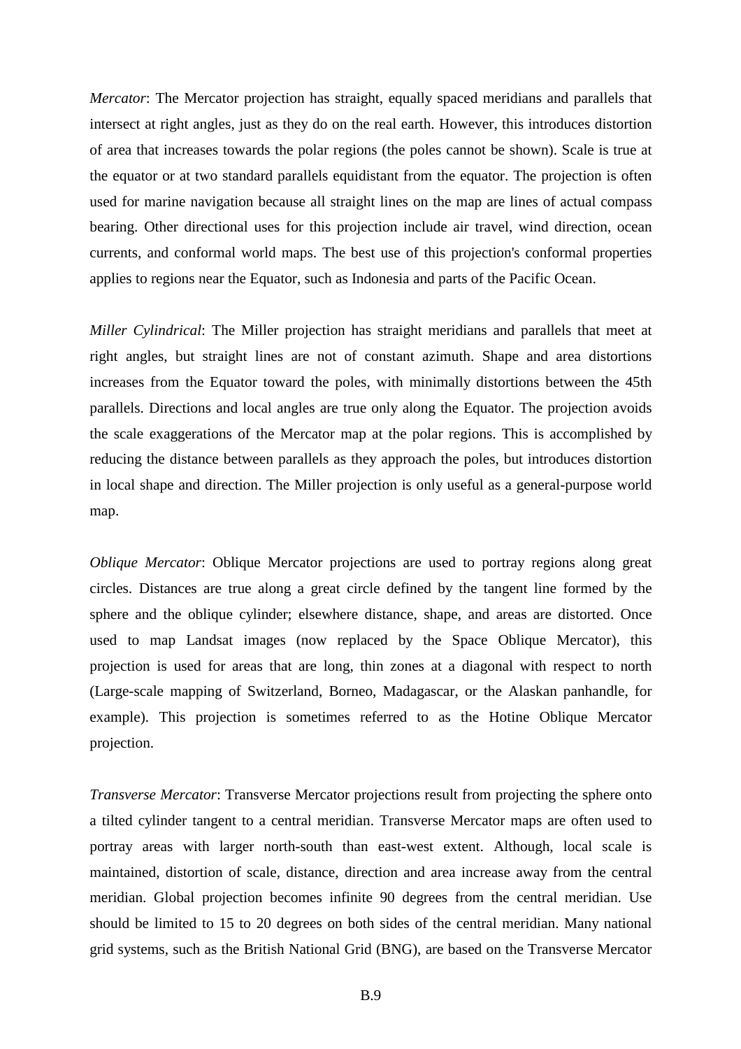*Mercator*: The Mercator projection has straight, equally spaced meridians and parallels that intersect at right angles, just as they do on the real earth. However, this introduces distortion of area that increases towards the polar regions (the poles cannot be shown). Scale is true at the equator or at two standard parallels equidistant from the equator. The projection is often used for marine navigation because all straight lines on the map are lines of actual compass bearing. Other directional uses for this projection include air travel, wind direction, ocean currents, and conformal world maps. The best use of this projection's conformal properties applies to regions near the Equator, such as Indonesia and parts of the Pacific Ocean.

*Miller Cylindrical*: The Miller projection has straight meridians and parallels that meet at right angles, but straight lines are not of constant azimuth. Shape and area distortions increases from the Equator toward the poles, with minimally distortions between the 45th parallels. Directions and local angles are true only along the Equator. The projection avoids the scale exaggerations of the Mercator map at the polar regions. This is accomplished by reducing the distance between parallels as they approach the poles, but introduces distortion in local shape and direction. The Miller projection is only useful as a general-purpose world map.

*Oblique Mercator*: Oblique Mercator projections are used to portray regions along great circles. Distances are true along a great circle defined by the tangent line formed by the sphere and the oblique cylinder; elsewhere distance, shape, and areas are distorted. Once used to map Landsat images (now replaced by the Space Oblique Mercator), this projection is used for areas that are long, thin zones at a diagonal with respect to north (Large-scale mapping of Switzerland, Borneo, Madagascar, or the Alaskan panhandle, for example). This projection is sometimes referred to as the Hotine Oblique Mercator projection.

*Transverse Mercator*: Transverse Mercator projections result from projecting the sphere onto a tilted cylinder tangent to a central meridian. Transverse Mercator maps are often used to portray areas with larger north-south than east-west extent. Although, local scale is maintained, distortion of scale, distance, direction and area increase away from the central meridian. Global projection becomes infinite 90 degrees from the central meridian. Use should be limited to 15 to 20 degrees on both sides of the central meridian. Many national grid systems, such as the British National Grid (BNG), are based on the Transverse Mercator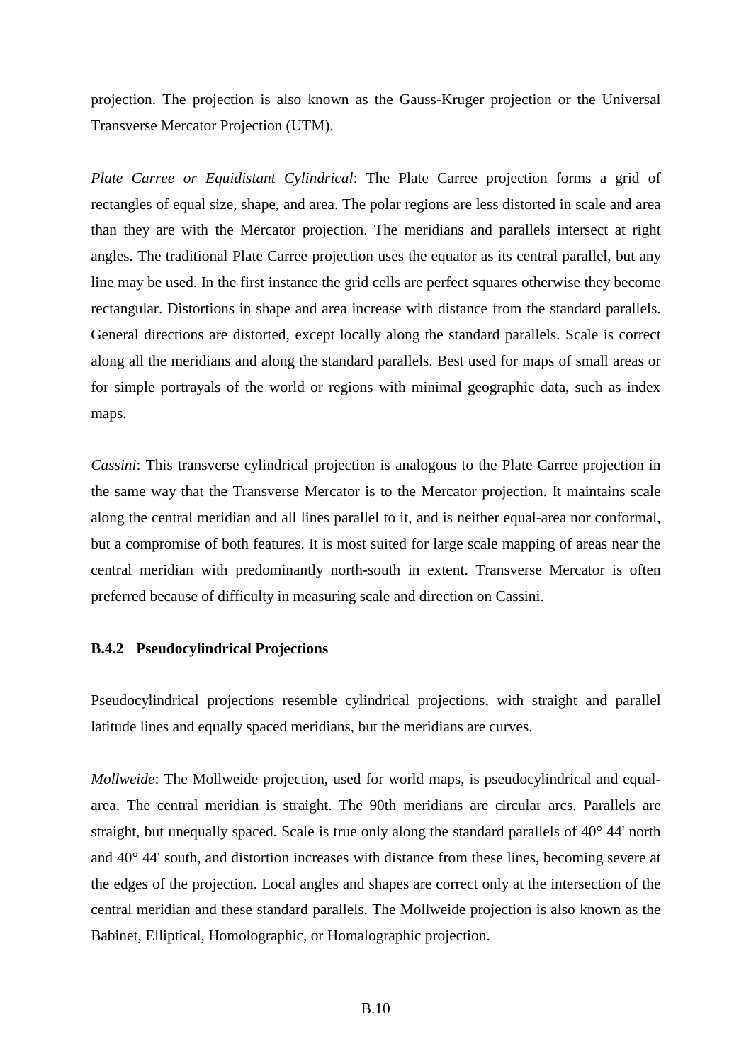projection. The projection is also known as the Gauss-Kruger projection or the Universal Transverse Mercator Projection (UTM).

*Plate Carree or Equidistant Cylindrical*: The Plate Carree projection forms a grid of rectangles of equal size, shape, and area. The polar regions are less distorted in scale and area than they are with the Mercator projection. The meridians and parallels intersect at right angles. The traditional Plate Carree projection uses the equator as its central parallel, but any line may be used. In the first instance the grid cells are perfect squares otherwise they become rectangular. Distortions in shape and area increase with distance from the standard parallels. General directions are distorted, except locally along the standard parallels. Scale is correct along all the meridians and along the standard parallels. Best used for maps of small areas or for simple portrayals of the world or regions with minimal geographic data, such as index maps.

*Cassini*: This transverse cylindrical projection is analogous to the Plate Carree projection in the same way that the Transverse Mercator is to the Mercator projection. It maintains scale along the central meridian and all lines parallel to it, and is neither equal-area nor conformal, but a compromise of both features. It is most suited for large scale mapping of areas near the central meridian with predominantly north-south in extent. Transverse Mercator is often preferred because of difficulty in measuring scale and direction on Cassini.

### B.4.2 Pseudocylindrical Projections

Pseudocylindrical projections resemble cylindrical projections, with straight and parallel latitude lines and equally spaced meridians, but the meridians are curves.

*Mollweide*: The Mollweide projection, used for world maps, is pseudocylindrical and equal-area. The central meridian is straight. The 90th meridians are circular arcs. Parallels are straight, but unequally spaced. Scale is true only along the standard parallels of 40° 44' north and 40° 44' south, and distortion increases with distance from these lines, becoming severe at the edges of the projection. Local angles and shapes are correct only at the intersection of the central meridian and these standard parallels. The Mollweide projection is also known as the Babinet, Elliptical, Homolographic, or Homalographic projection.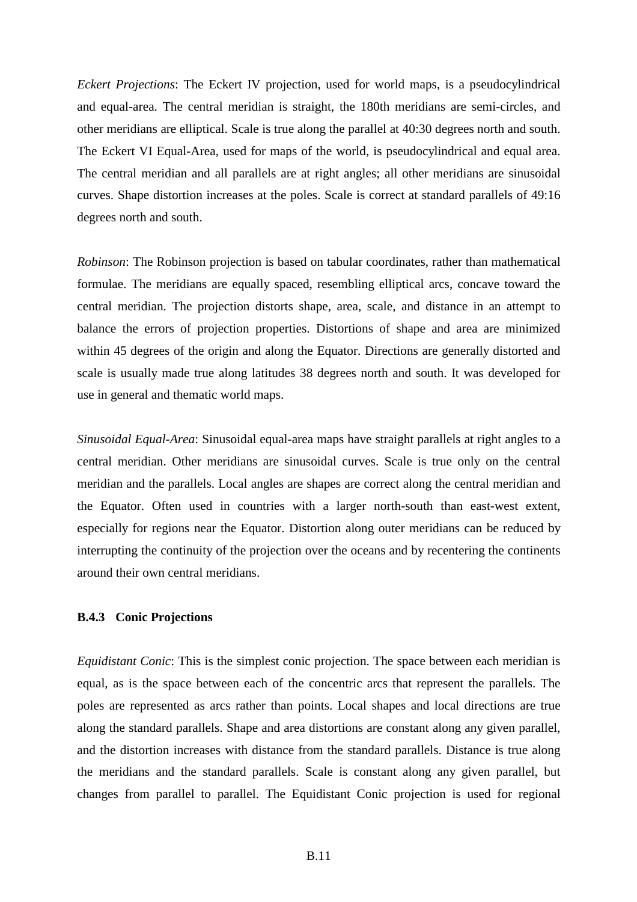*Eckert Projections*: The Eckert IV projection, used for world maps, is a pseudocylindrical and equal-area. The central meridian is straight, the 180th meridians are semi-circles, and other meridians are elliptical. Scale is true along the parallel at 40:30 degrees north and south. The Eckert VI Equal-Area, used for maps of the world, is pseudocylindrical and equal area. The central meridian and all parallels are at right angles; all other meridians are sinusoidal curves. Shape distortion increases at the poles. Scale is correct at standard parallels of 49:16 degrees north and south.

*Robinson*: The Robinson projection is based on tabular coordinates, rather than mathematical formulae. The meridians are equally spaced, resembling elliptical arcs, concave toward the central meridian. The projection distorts shape, area, scale, and distance in an attempt to balance the errors of projection properties. Distortions of shape and area are minimized within 45 degrees of the origin and along the Equator. Directions are generally distorted and scale is usually made true along latitudes 38 degrees north and south. It was developed for use in general and thematic world maps.

*Sinusoidal Equal-Area*: Sinusoidal equal-area maps have straight parallels at right angles to a central meridian. Other meridians are sinusoidal curves. Scale is true only on the central meridian and the parallels. Local angles are shapes are correct along the central meridian and the Equator. Often used in countries with a larger north-south than east-west extent, especially for regions near the Equator. Distortion along outer meridians can be reduced by interrupting the continuity of the projection over the oceans and by recentering the continents around their own central meridians.

### B.4.3 Conic Projections

*Equidistant Conic*: This is the simplest conic projection. The space between each meridian is equal, as is the space between each of the concentric arcs that represent the parallels. The poles are represented as arcs rather than points. Local shapes and local directions are true along the standard parallels. Shape and area distortions are constant along any given parallel, and the distortion increases with distance from the standard parallels. Distance is true along the meridians and the standard parallels. Scale is constant along any given parallel, but changes from parallel to parallel. The Equidistant Conic projection is used for regional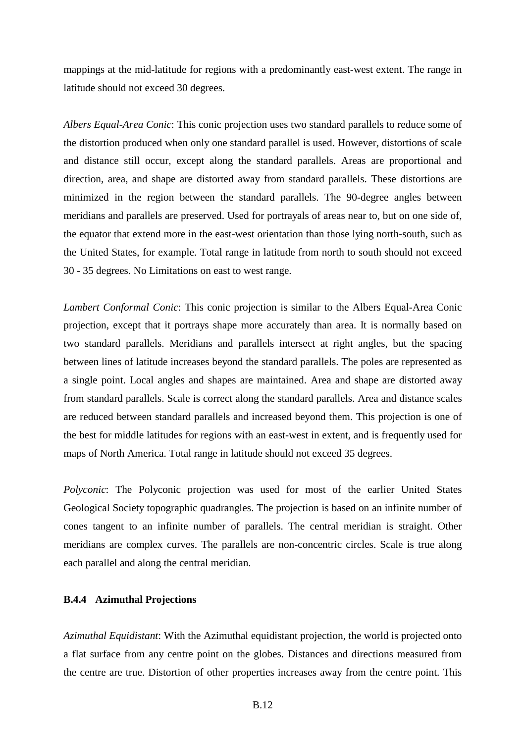mappings at the mid-latitude for regions with a predominantly east-west extent. The range in latitude should not exceed 30 degrees.

*Albers Equal-Area Conic*: This conic projection uses two standard parallels to reduce some of the distortion produced when only one standard parallel is used. However, distortions of scale and distance still occur, except along the standard parallels. Areas are proportional and direction, area, and shape are distorted away from standard parallels. These distortions are minimized in the region between the standard parallels. The 90-degree angles between meridians and parallels are preserved. Used for portrayals of areas near to, but on one side of, the equator that extend more in the east-west orientation than those lying north-south, such as the United States, for example. Total range in latitude from north to south should not exceed 30 - 35 degrees. No Limitations on east to west range.

*Lambert Conformal Conic*: This conic projection is similar to the Albers Equal-Area Conic projection, except that it portrays shape more accurately than area. It is normally based on two standard parallels. Meridians and parallels intersect at right angles, but the spacing between lines of latitude increases beyond the standard parallels. The poles are represented as a single point. Local angles and shapes are maintained. Area and shape are distorted away from standard parallels. Scale is correct along the standard parallels. Area and distance scales are reduced between standard parallels and increased beyond them. This projection is one of the best for middle latitudes for regions with an east-west in extent, and is frequently used for maps of North America. Total range in latitude should not exceed 35 degrees.

*Polyconic*: The Polyconic projection was used for most of the earlier United States Geological Society topographic quadrangles. The projection is based on an infinite number of cones tangent to an infinite number of parallels. The central meridian is straight. Other meridians are complex curves. The parallels are non-concentric circles. Scale is true along each parallel and along the central meridian.

### B.4.4 Azimuthal Projections

*Azimuthal Equidistant*: With the Azimuthal equidistant projection, the world is projected onto a flat surface from any centre point on the globes. Distances and directions measured from the centre are true. Distortion of other properties increases away from the centre point. This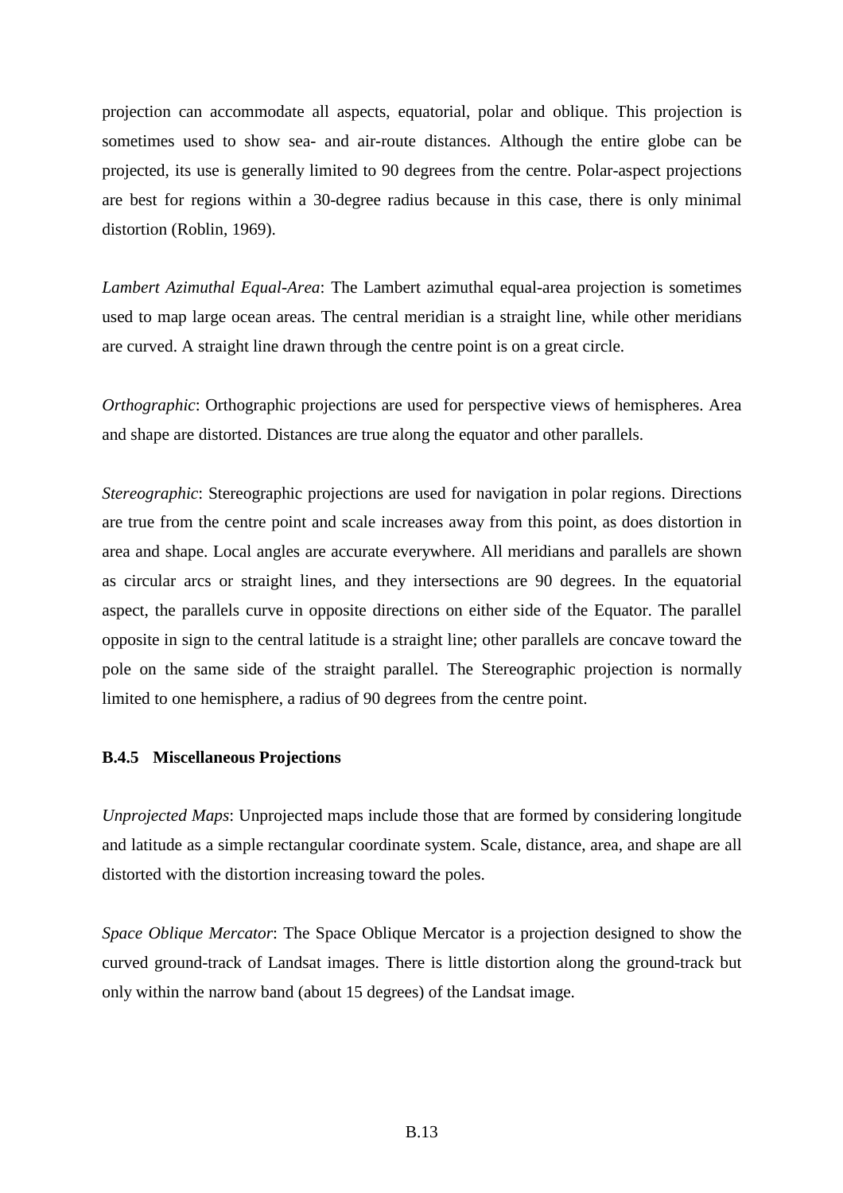projection can accommodate all aspects, equatorial, polar and oblique. This projection is sometimes used to show sea- and air-route distances. Although the entire globe can be projected, its use is generally limited to 90 degrees from the centre. Polar-aspect projections are best for regions within a 30-degree radius because in this case, there is only minimal distortion (Roblin, 1969).

*Lambert Azimuthal Equal-Area*: The Lambert azimuthal equal-area projection is sometimes used to map large ocean areas. The central meridian is a straight line, while other meridians are curved. A straight line drawn through the centre point is on a great circle.

*Orthographic*: Orthographic projections are used for perspective views of hemispheres. Area and shape are distorted. Distances are true along the equator and other parallels.

*Stereographic*: Stereographic projections are used for navigation in polar regions. Directions are true from the centre point and scale increases away from this point, as does distortion in area and shape. Local angles are accurate everywhere. All meridians and parallels are shown as circular arcs or straight lines, and they intersections are 90 degrees. In the equatorial aspect, the parallels curve in opposite directions on either side of the Equator. The parallel opposite in sign to the central latitude is a straight line; other parallels are concave toward the pole on the same side of the straight parallel. The Stereographic projection is normally limited to one hemisphere, a radius of 90 degrees from the centre point.

### B.4.5 Miscellaneous Projections

*Unprojected Maps*: Unprojected maps include those that are formed by considering longitude and latitude as a simple rectangular coordinate system. Scale, distance, area, and shape are all distorted with the distortion increasing toward the poles.

*Space Oblique Mercator*: The Space Oblique Mercator is a projection designed to show the curved ground-track of Landsat images. There is little distortion along the ground-track but only within the narrow band (about 15 degrees) of the Landsat image.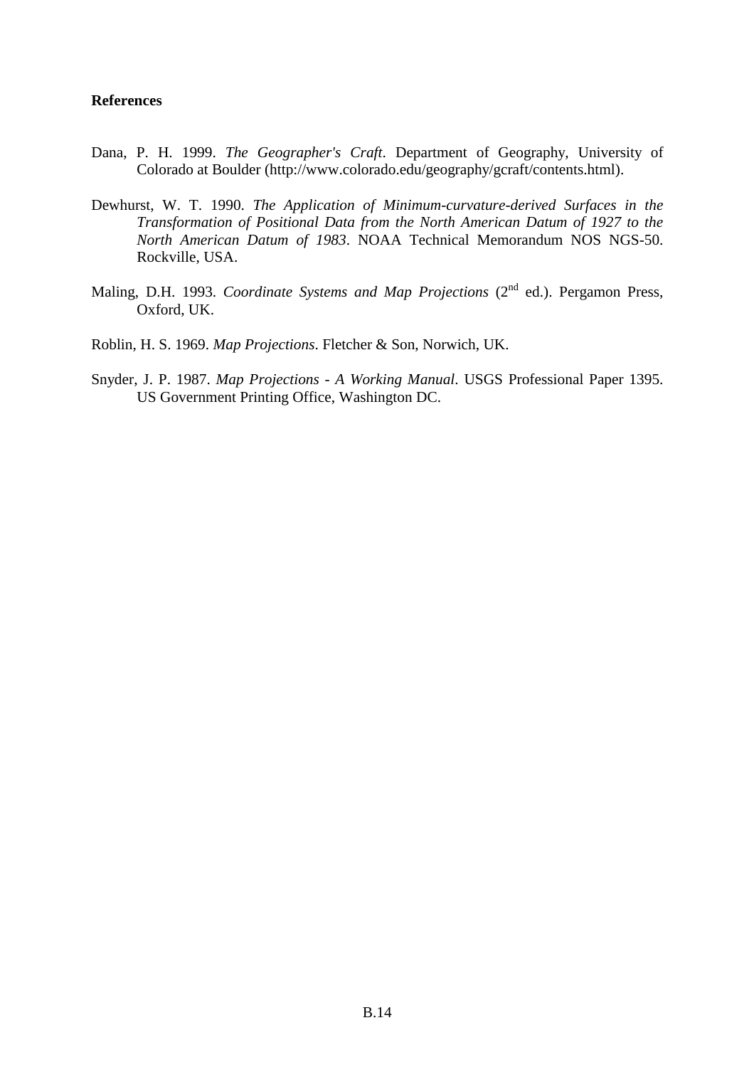**References**

Dana, P. H. 1999. *The Geographer's Craft*. Department of Geography, University of Colorado at Boulder (http://www.colorado.edu/geography/gcraft/contents.html).

Dewhurst, W. T. 1990. *The Application of Minimum-curvature-derived Surfaces in the Transformation of Positional Data from the North American Datum of 1927 to the North American Datum of 1983*. NOAA Technical Memorandum NOS NGS-50. Rockville, USA.

Maling, D.H. 1993. *Coordinate Systems and Map Projections* (2nd ed.). Pergamon Press, Oxford, UK.

Roblin, H. S. 1969. *Map Projections*. Fletcher & Son, Norwich, UK.

Snyder, J. P. 1987. *Map Projections - A Working Manual*. USGS Professional Paper 1395. US Government Printing Office, Washington DC.